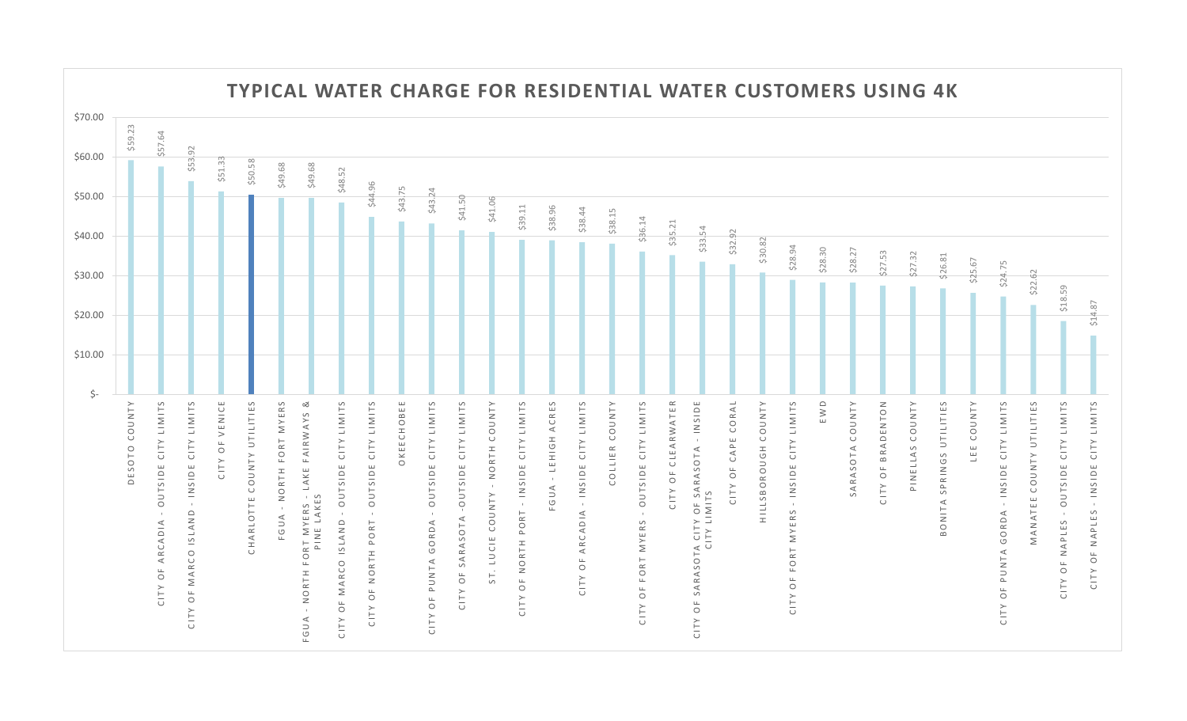# TYPICAL WATER CHARGE FOR RESIDENTIAL WATER CUSTOMERS USING 4K

| Utility | Typical Water Charge |
|---|---|
| DESOTO COUNTY | $59.23 |
| CITY OF ARCADIA - OUTSIDE CITY LIMITS | $57.64 |
| CITY OF MARCO ISLAND - INSIDE CITY LIMITS | $53.92 |
| CITY OF VENICE | $51.33 |
| CHARLOTTE COUNTY UTILITIES | $50.58 |
| FGUA - NORTH FORT MYERS | $49.68 |
| FGUA - NORTH FORT MYERS - LAKE FAIRWAYS & PINE LAKES | $49.68 |
| CITY OF MARCO ISLAND - OUTSIDE CITY LIMITS | $48.52 |
| CITY OF NORTH PORT - OUTSIDE CITY LIMITS | $44.96 |
| OKEECHOBEE | $43.75 |
| CITY OF PUNTA GORDA - OUTSIDE CITY LIMITS | $43.24 |
| CITY OF SARASOTA -OUTSIDE CITY LIMITS | $41.50 |
| ST. LUCIE COUNTY - NORTH COUNTY | $41.06 |
| CITY OF NORTH PORT - INSIDE CITY LIMITS | $39.11 |
| FGUA - LEHIGH ACRES | $38.96 |
| CITY OF ARCADIA - INSIDE CITY LIMITS | $38.44 |
| COLLIER COUNTY | $38.15 |
| CITY OF FORT MYERS - OUTSIDE CITY LIMITS | $36.14 |
| CITY OF CLEARWATER | $35.21 |
| CITY OF SARASOTA CITY OF SARASOTA - INSIDE CITY LIMITS | $33.54 |
| CITY OF CAPE CORAL | $32.92 |
| HILLSBOROUGH COUNTY | $30.82 |
| CITY OF FORT MYERS - INSIDE CITY LIMITS | $28.94 |
| EWD | $28.30 |
| SARASOTA COUNTY | $28.27 |
| CITY OF BRADENTON | $27.53 |
| PINELLAS COUNTY | $27.32 |
| BONITA SPRINGS UTILITIES | $26.81 |
| LEE COUNTY | $25.67 |
| CITY OF PUNTA GORDA - INSIDE CITY LIMITS | $24.75 |
| MANATEE COUNTY UTILITIES | $22.62 |
| CITY OF NAPLES - OUTSIDE CITY LIMITS | $18.59 |
| CITY OF NAPLES - INSIDE CITY LIMITS | $14.87 |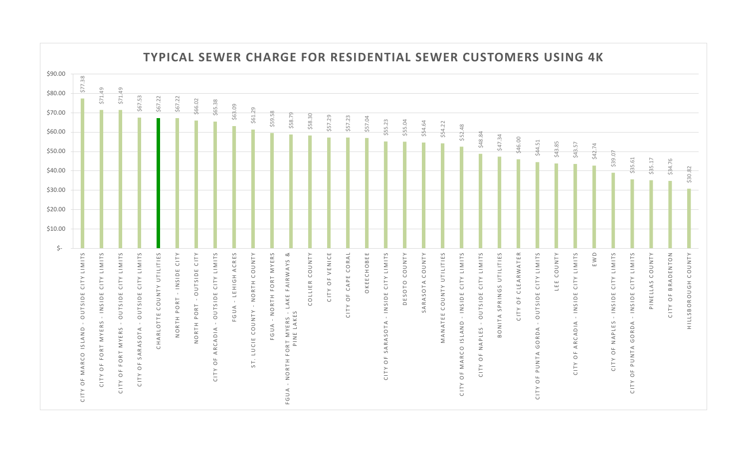## TYPICAL SEWER CHARGE FOR RESIDENTIAL SEWER CUSTOMERS USING 4K

| Utility | Typical Sewer Charge |
| --- | --- |
| CITY OF MARCO ISLAND - OUTSIDE CITY LIMITS | $77.38 |
| CITY OF FORT MYERS - INSIDE CITY LIMITS | $71.49 |
| CITY OF FORT MYERS - OUTSIDE CITY LIMITS | $71.49 |
| CITY OF SARASOTA - OUTSIDE CITY LIMITS | $67.53 |
| CHARLOTTE COUNTY UTILITIES | $67.22 |
| NORTH PORT - INSIDE CITY | $67.22 |
| NORTH PORT - OUTSIDE CITY | $66.02 |
| CITY OF ARCADIA - OUTSIDE CITY LIMITS | $65.38 |
| FGUA - LEHIGH ACRES | $63.09 |
| ST. LUCIE COUNTY - NORTH COUNTY | $61.29 |
| FGUA - NORTH FORT MYERS | $59.58 |
| FGUA - NORTH FORT MYERS - LAKE FAIRWAYS & PINE LAKES | $58.79 |
| COLLIER COUNTY | $58.30 |
| CITY OF VENICE | $57.29 |
| CITY OF CAPE CORAL | $57.23 |
| OKEECHOBEE | $57.04 |
| CITY OF SARASOTA - INSIDE CITY LIMITS | $55.23 |
| DESOTO COUNTY | $55.04 |
| SARASOTA COUNTY | $54.64 |
| MANATEE COUNTY UTILITIES | $54.22 |
| CITY OF MARCO ISLAND - INSIDE CITY LIMITS | $52.48 |
| CITY OF NAPLES - OUTSIDE CITY LIMITS | $48.84 |
| BONITA SPRINGS UTILITIES | $47.34 |
| CITY OF CLEARWATER | $46.00 |
| CITY OF PUNTA GORDA - OUTSIDE CITY LIMITS | $44.51 |
| LEE COUNTY | $43.85 |
| CITY OF ARCADIA - INSIDE CITY LIMITS | $43.57 |
| EWD | $42.74 |
| CITY OF NAPLES - INSIDE CITY LIMITS | $39.07 |
| CITY OF PUNTA GORDA - INSIDE CITY LIMITS | $35.61 |
| PINELLAS COUNTY | $35.17 |
| CITY OF BRADENTON | $34.76 |
| HILLSBOROUGH COUNTY | $30.82 |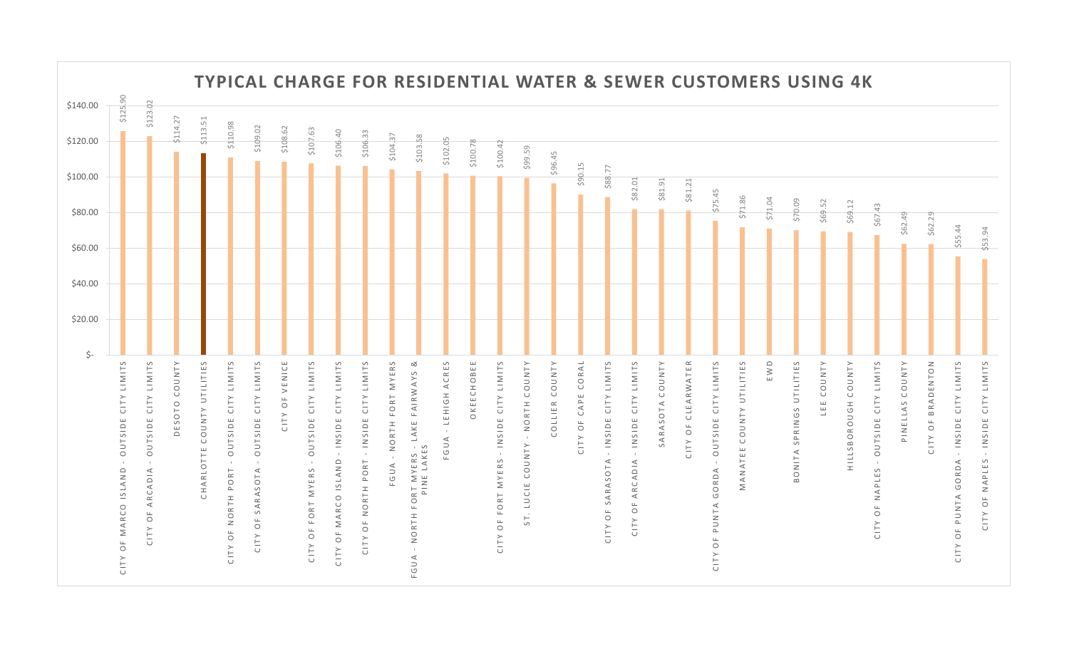## TYPICAL CHARGE FOR RESIDENTIAL WATER & SEWER CUSTOMERS USING 4K

$140.00
$120.00
$100.00
$80.00
$60.00
$40.00
$20.00
$-

$125.90
$123.02
$114.27
$113.51
$110.98
$109.02
$108.62
$107.63
$106.40
$106.33
$104.37
$103.58
$102.05
$100.78
$100.42
$99.59
$96.45
$90.15
$88.77
$82.01
$81.91
$81.21
$75.45
$71.86
$71.04
$70.09
$69.52
$69.12
$67.43
$62.49
$62.29
$55.44
$53.94

CITY OF MARCO ISLAND - OUTSIDE CITY LIMITS
CITY OF ARCADIA - OUTSIDE CITY LIMITS
DESOTO COUNTY
CHARLOTTE COUNTY UTILITIES
CITY OF NORTH PORT - OUTSIDE CITY LIMITS
CITY OF SARASOTA - OUTSIDE CITY LIMITS
CITY OF VENICE
CITY OF FORT MYERS - OUTSIDE CITY LIMITS
CITY OF MARCO ISLAND - INSIDE CITY LIMITS
CITY OF NORTH PORT - INSIDE CITY LIMITS
FGUA - NORTH FORT MYERS
FGUA - NORTH FORT MYERS - LAKE FAIRWAYS & PINE LAKES
FGUA - LEHIGH ACRES
OKEECHOBEE
CITY OF FORT MYERS - INSIDE CITY LIMITS
ST. LUCIE COUNTY - NORTH COUNTY
COLLIER COUNTY
CITY OF CAPE CORAL
CITY OF SARASOTA - INSIDE CITY LIMITS
CITY OF ARCADIA - INSIDE CITY LIMITS
SARASOTA COUNTY
CITY OF CLEARWATER
CITY OF PUNTA GORDA - OUTSIDE CITY LIMITS
MANATEE COUNTY UTILITIES
EWD
BONITA SPRINGS UTILITIES
LEE COUNTY
HILLSBOROUGH COUNTY
CITY OF NAPLES - OUTSIDE CITY LIMITS
PINELLAS COUNTY
CITY OF BRADENTON
CITY OF PUNTA GORDA - INSIDE CITY LIMITS
CITY OF NAPLES - INSIDE CITY LIMITS